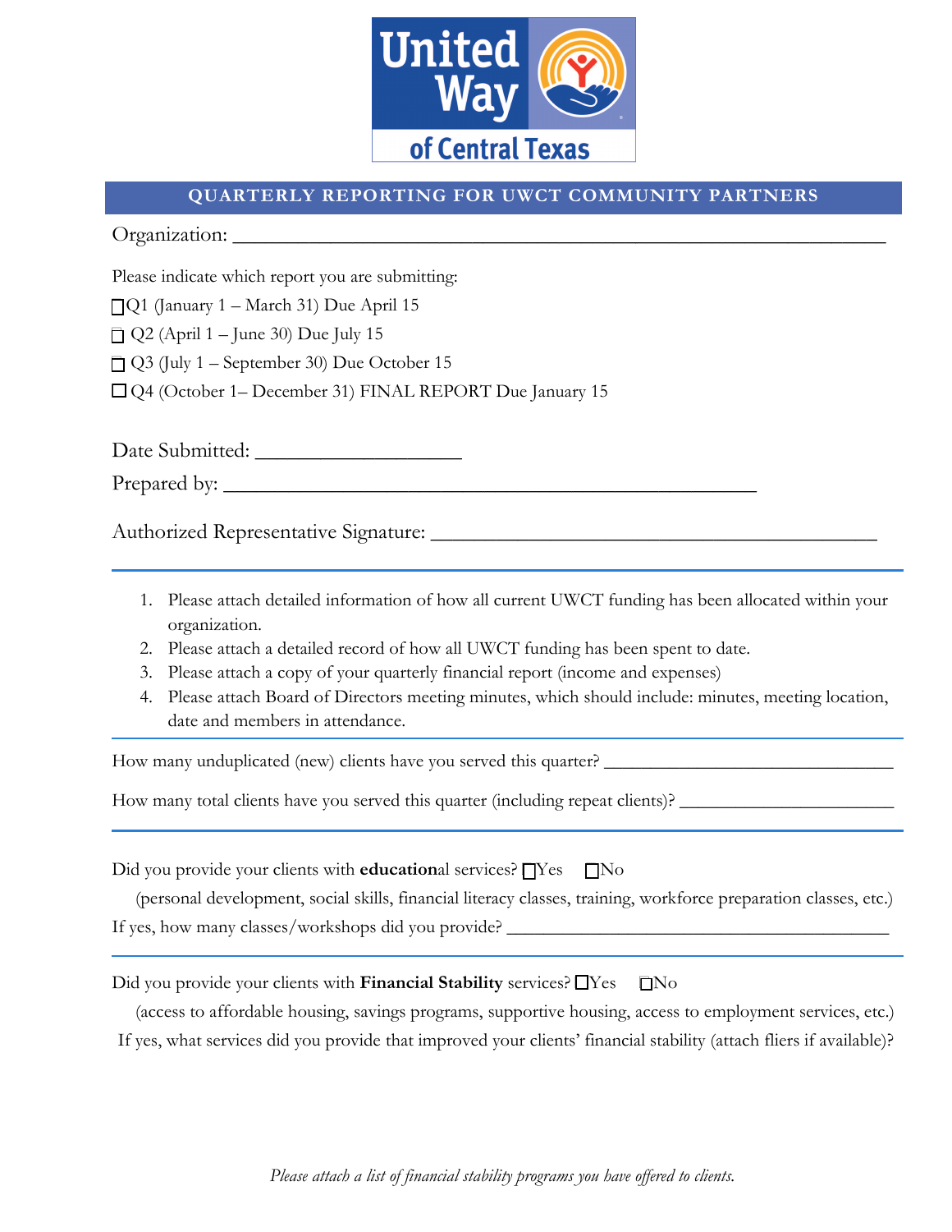United Way of Central Texas

## QUARTERLY REPORTING FOR UWCT COMMUNITY PARTNERS

Organization: ___________________________________________________________

Please indicate which report you are submitting:

☐ Q1 (January 1 – March 31) Due April 15

☐ Q2 (April 1 – June 30) Due July 15

☐ Q3 (July 1 – September 30) Due October 15

☐ Q4 (October 1– December 31) FINAL REPORT Due January 15

Date Submitted: ___________________

Prepared by: __________________________________________________

Authorized Representative Signature: _________________________________________

---

1. Please attach detailed information of how all current UWCT funding has been allocated within your organization.
2. Please attach a detailed record of how all UWCT funding has been spent to date.
3. Please attach a copy of your quarterly financial report (income and expenses)
4. Please attach Board of Directors meeting minutes, which should include: minutes, meeting location, date and members in attendance.

---

How many unduplicated (new) clients have you served this quarter? ______________________________

How many total clients have you served this quarter (including repeat clients)? ______________________

---

Did you provide your clients with **education**al services? ☐Yes ☐No

(personal development, social skills, financial literacy classes, training, workforce preparation classes, etc.)

If yes, how many classes/workshops did you provide? _________________________________________

---

Did you provide your clients with **Financial Stability** services? ☐Yes ☐No

(access to affordable housing, savings programs, supportive housing, access to employment services, etc.)

If yes, what services did you provide that improved your clients' financial stability (attach fliers if available)?

*Please attach a list of financial stability programs you have offered to clients.*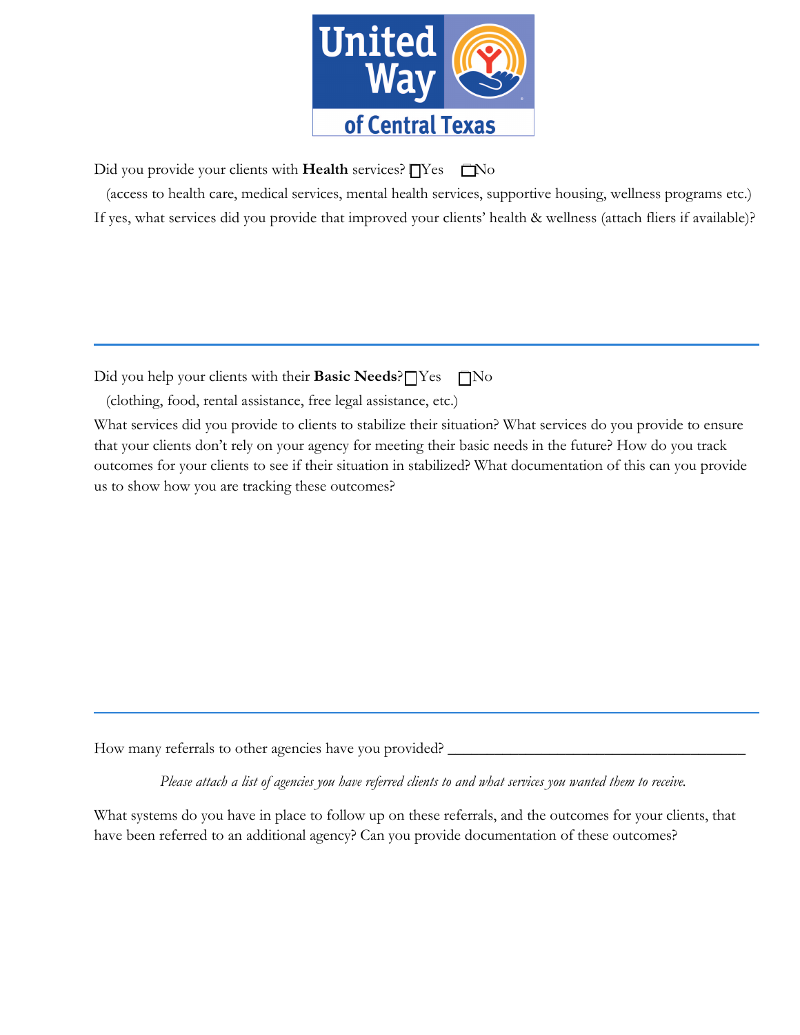Did you provide your clients with **Health** services? ☐Yes ☐No

(access to health care, medical services, mental health services, supportive housing, wellness programs etc.)

If yes, what services did you provide that improved your clients' health & wellness (attach fliers if available)?

---

Did you help your clients with their **Basic Needs**? ☐Yes ☐No

(clothing, food, rental assistance, free legal assistance, etc.)

What services did you provide to clients to stabilize their situation? What services do you provide to ensure that your clients don't rely on your agency for meeting their basic needs in the future? How do you track outcomes for your clients to see if their situation in stabilized? What documentation of this can you provide us to show how you are tracking these outcomes?

---

How many referrals to other agencies have you provided? ________________________________________

*Please attach a list of agencies you have referred clients to and what services you wanted them to receive.*

What systems do you have in place to follow up on these referrals, and the outcomes for your clients, that have been referred to an additional agency? Can you provide documentation of these outcomes?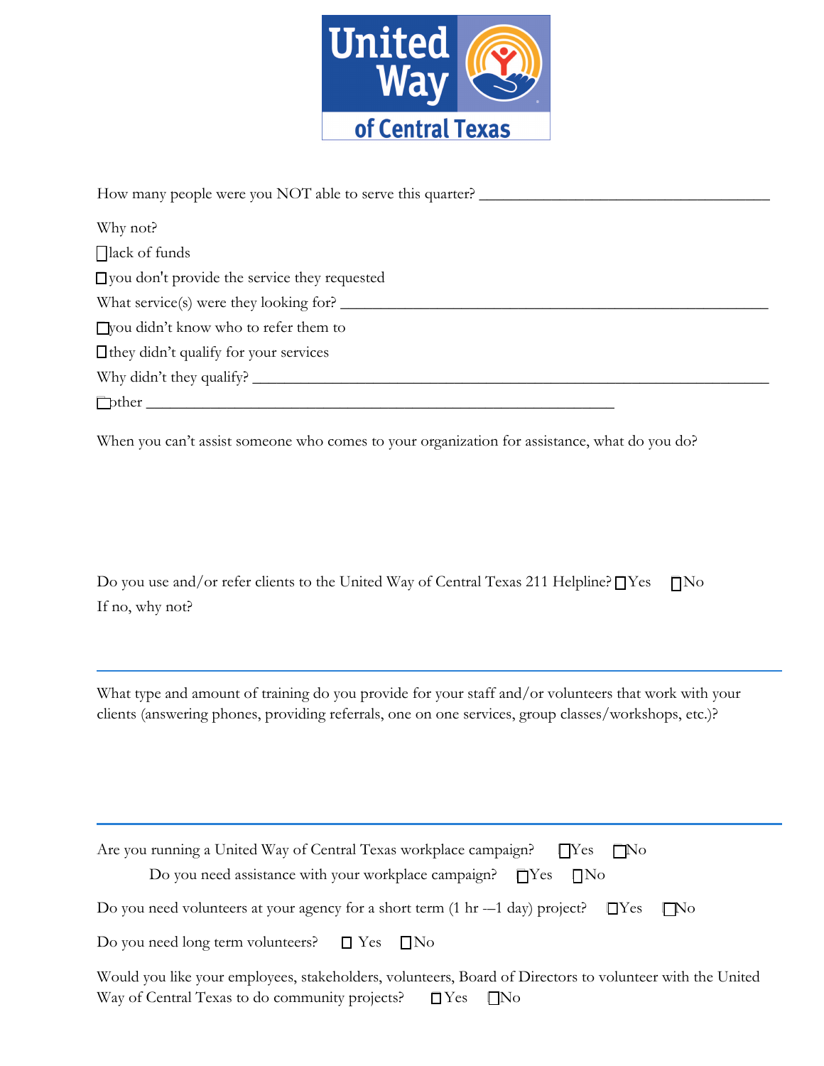How many people were you NOT able to serve this quarter? ____________________________________

Why not?

☐ lack of funds

☐ you don't provide the service they requested

What service(s) were they looking for? ______________________________________________________

☐ you didn't know who to refer them to

☐ they didn't qualify for your services

Why didn't they qualify? _______________________________________________________________

☐ other ___________________________________________________________

When you can't assist someone who comes to your organization for assistance, what do you do?

Do you use and/or refer clients to the United Way of Central Texas 211 Helpline? ☐ Yes ☐ No

If no, why not?

---

What type and amount of training do you provide for your staff and/or volunteers that work with your clients (answering phones, providing referrals, one on one services, group classes/workshops, etc.)?

---

Are you running a United Way of Central Texas workplace campaign? ☐ Yes ☐ No

Do you need assistance with your workplace campaign? ☐ Yes ☐ No

Do you need volunteers at your agency for a short term (1 hr –-1 day) project? ☐ Yes ☐ No

Do you need long term volunteers? ☐ Yes ☐ No

Would you like your employees, stakeholders, volunteers, Board of Directors to volunteer with the United Way of Central Texas to do community projects? ☐ Yes ☐ No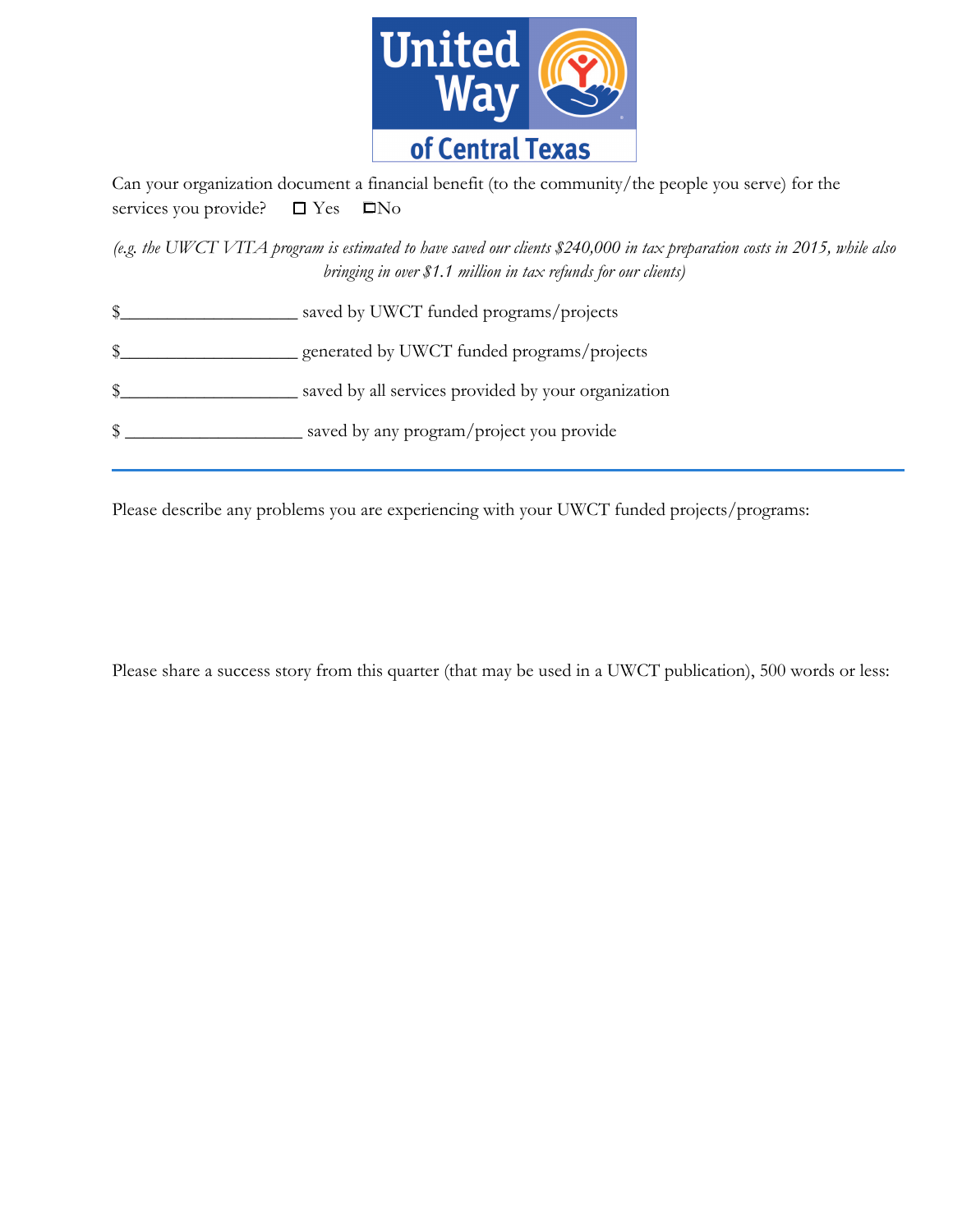Can your organization document a financial benefit (to the community/the people you serve) for the services you provide? ☐ Yes ☐No

*(e.g. the UWCT VITA program is estimated to have saved our clients $240,000 in tax preparation costs in 2015, while also bringing in over $1.1 million in tax refunds for our clients)*

$____________________ saved by UWCT funded programs/projects

$____________________ generated by UWCT funded programs/projects

$____________________ saved by all services provided by your organization

$ ____________________ saved by any program/project you provide

---

Please describe any problems you are experiencing with your UWCT funded projects/programs:

Please share a success story from this quarter (that may be used in a UWCT publication), 500 words or less: